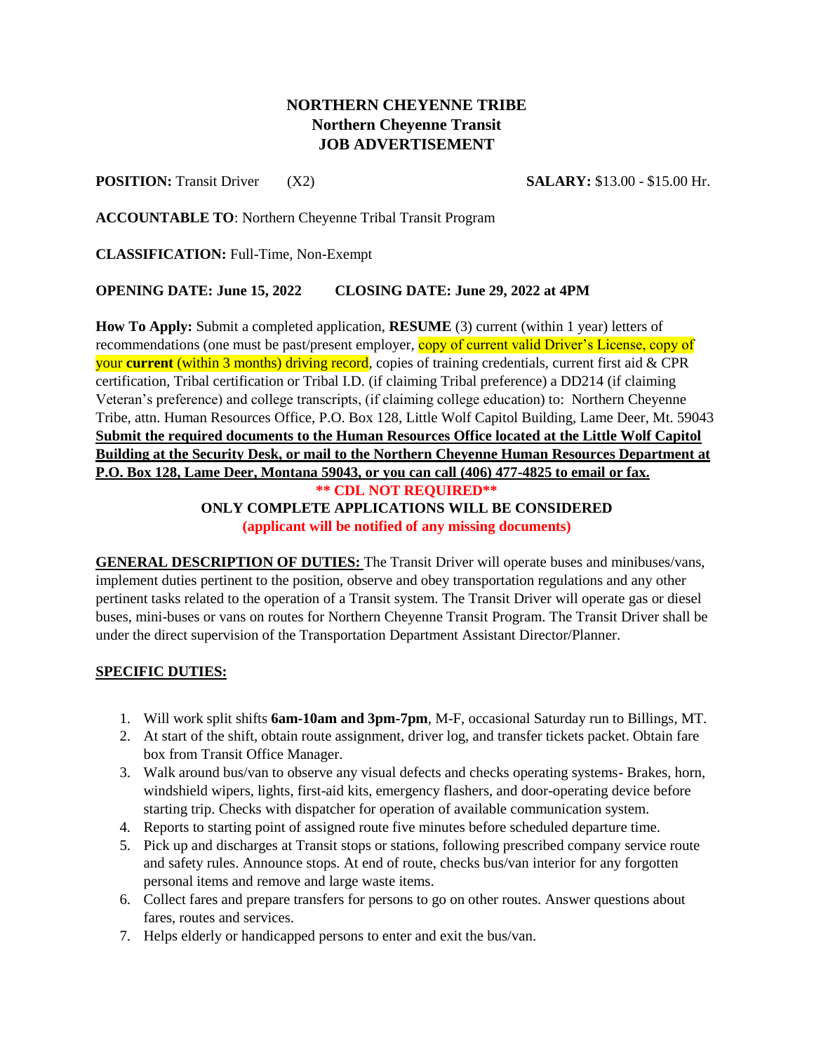# NORTHERN CHEYENNE TRIBE
## Northern Cheyenne Transit
## JOB ADVERTISEMENT

**POSITION:** Transit Driver (X2) **SALARY:** $13.00 - $15.00 Hr.

**ACCOUNTABLE TO**: Northern Cheyenne Tribal Transit Program

**CLASSIFICATION:** Full-Time, Non-Exempt

**OPENING DATE: June 15, 2022 CLOSING DATE: June 29, 2022 at 4PM**

**How To Apply:** Submit a completed application, **RESUME** (3) current (within 1 year) letters of recommendations (one must be past/present employer, copy of current valid Driver's License, copy of your **current** (within 3 months) driving record, copies of training credentials, current first aid & CPR certification, Tribal certification or Tribal I.D. (if claiming Tribal preference) a DD214 (if claiming Veteran's preference) and college transcripts, (if claiming college education) to: Northern Cheyenne Tribe, attn. Human Resources Office, P.O. Box 128, Little Wolf Capitol Building, Lame Deer, Mt. 59043 **Submit the required documents to the Human Resources Office located at the Little Wolf Capitol Building at the Security Desk, or mail to the Northern Cheyenne Human Resources Department at P.O. Box 128, Lame Deer, Montana 59043, or you can call (406) 477-4825 to email or fax.**

**\*\* CDL NOT REQUIRED\*\***

**ONLY COMPLETE APPLICATIONS WILL BE CONSIDERED**

**(applicant will be notified of any missing documents)**

**GENERAL DESCRIPTION OF DUTIES:** The Transit Driver will operate buses and minibuses/vans, implement duties pertinent to the position, observe and obey transportation regulations and any other pertinent tasks related to the operation of a Transit system. The Transit Driver will operate gas or diesel buses, mini-buses or vans on routes for Northern Cheyenne Transit Program. The Transit Driver shall be under the direct supervision of the Transportation Department Assistant Director/Planner.

**SPECIFIC DUTIES:**

1. Will work split shifts **6am-10am and 3pm-7pm**, M-F, occasional Saturday run to Billings, MT.
2. At start of the shift, obtain route assignment, driver log, and transfer tickets packet. Obtain fare box from Transit Office Manager.
3. Walk around bus/van to observe any visual defects and checks operating systems- Brakes, horn, windshield wipers, lights, first-aid kits, emergency flashers, and door-operating device before starting trip. Checks with dispatcher for operation of available communication system.
4. Reports to starting point of assigned route five minutes before scheduled departure time.
5. Pick up and discharges at Transit stops or stations, following prescribed company service route and safety rules. Announce stops. At end of route, checks bus/van interior for any forgotten personal items and remove and large waste items.
6. Collect fares and prepare transfers for persons to go on other routes. Answer questions about fares, routes and services.
7. Helps elderly or handicapped persons to enter and exit the bus/van.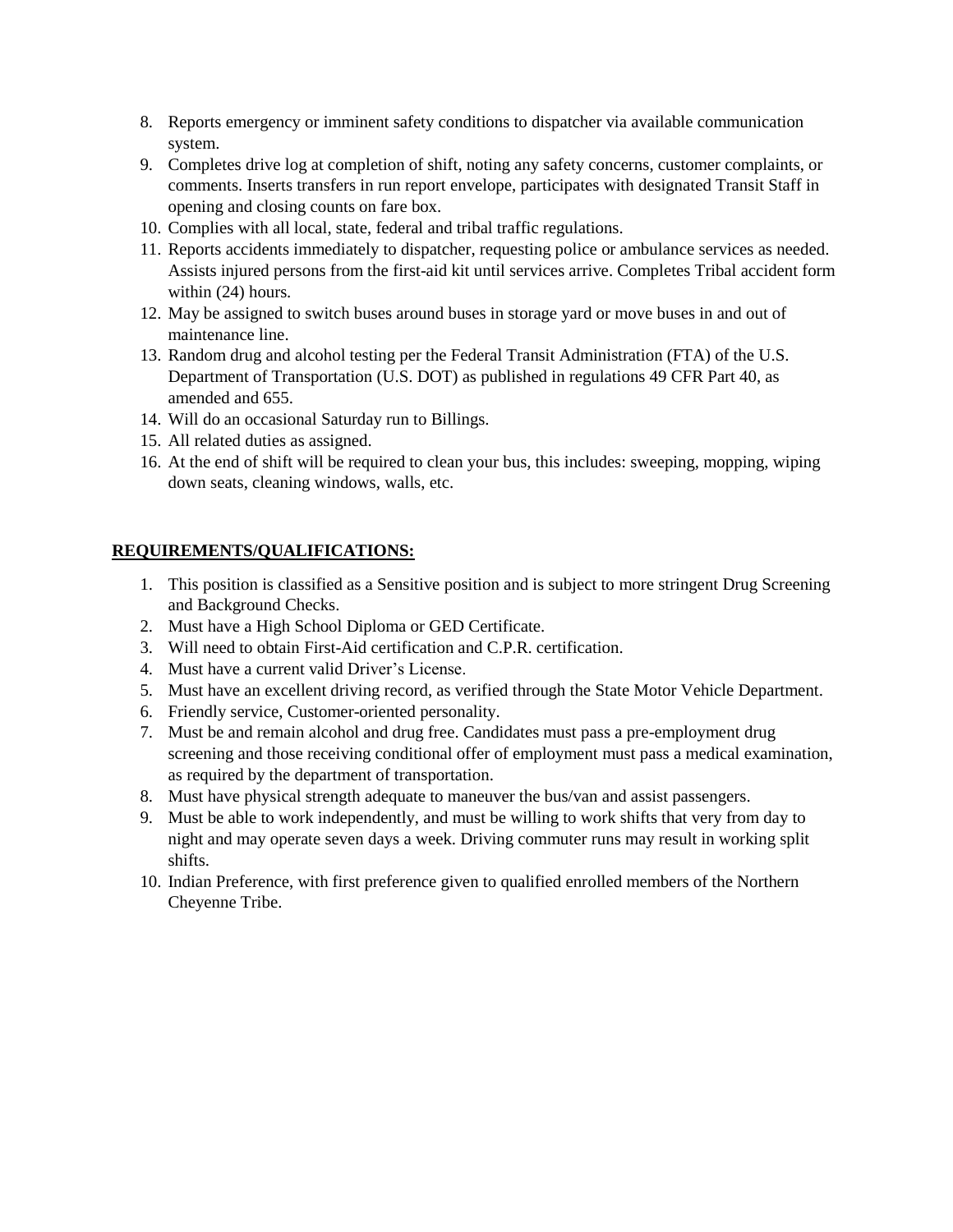8. Reports emergency or imminent safety conditions to dispatcher via available communication system.
9. Completes drive log at completion of shift, noting any safety concerns, customer complaints, or comments. Inserts transfers in run report envelope, participates with designated Transit Staff in opening and closing counts on fare box.
10. Complies with all local, state, federal and tribal traffic regulations.
11. Reports accidents immediately to dispatcher, requesting police or ambulance services as needed. Assists injured persons from the first-aid kit until services arrive. Completes Tribal accident form within (24) hours.
12. May be assigned to switch buses around buses in storage yard or move buses in and out of maintenance line.
13. Random drug and alcohol testing per the Federal Transit Administration (FTA) of the U.S. Department of Transportation (U.S. DOT) as published in regulations 49 CFR Part 40, as amended and 655.
14. Will do an occasional Saturday run to Billings.
15. All related duties as assigned.
16. At the end of shift will be required to clean your bus, this includes: sweeping, mopping, wiping down seats, cleaning windows, walls, etc.

**<u>REQUIREMENTS/QUALIFICATIONS:</u>**

1. This position is classified as a Sensitive position and is subject to more stringent Drug Screening and Background Checks.
2. Must have a High School Diploma or GED Certificate.
3. Will need to obtain First-Aid certification and C.P.R. certification.
4. Must have a current valid Driver's License.
5. Must have an excellent driving record, as verified through the State Motor Vehicle Department.
6. Friendly service, Customer-oriented personality.
7. Must be and remain alcohol and drug free. Candidates must pass a pre-employment drug screening and those receiving conditional offer of employment must pass a medical examination, as required by the department of transportation.
8. Must have physical strength adequate to maneuver the bus/van and assist passengers.
9. Must be able to work independently, and must be willing to work shifts that very from day to night and may operate seven days a week. Driving commuter runs may result in working split shifts.
10. Indian Preference, with first preference given to qualified enrolled members of the Northern Cheyenne Tribe.